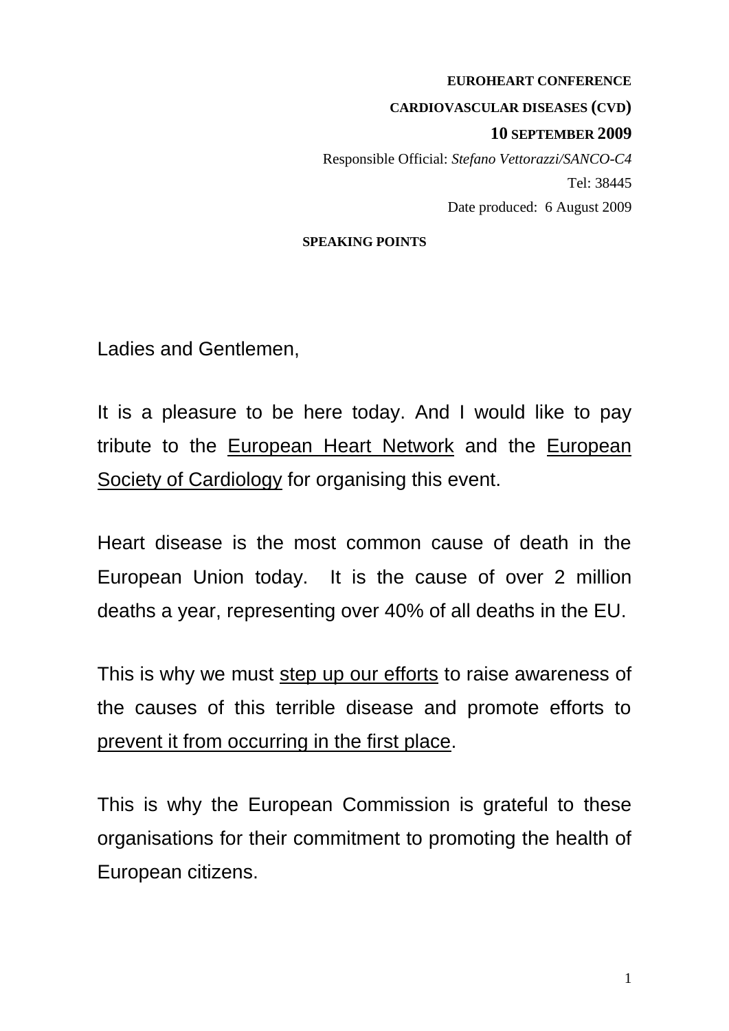**EUROHEART CONFERENCE**

**CARDIOVASCULAR DISEASES (CVD)**

**10 SEPTEMBER 2009**

Responsible Official: *Stefano Vettorazzi/SANCO-C4*

Tel: 38445

Date produced: 6 August 2009

**SPEAKING POINTS**

Ladies and Gentlemen,

It is a pleasure to be here today. And I would like to pay tribute to the European Heart Network and the European Society of Cardiology for organising this event.

Heart disease is the most common cause of death in the European Union today. It is the cause of over 2 million deaths a year, representing over 40% of all deaths in the EU.

This is why we must step up our efforts to raise awareness of the causes of this terrible disease and promote efforts to prevent it from occurring in the first place.

This is why the European Commission is grateful to these organisations for their commitment to promoting the health of European citizens.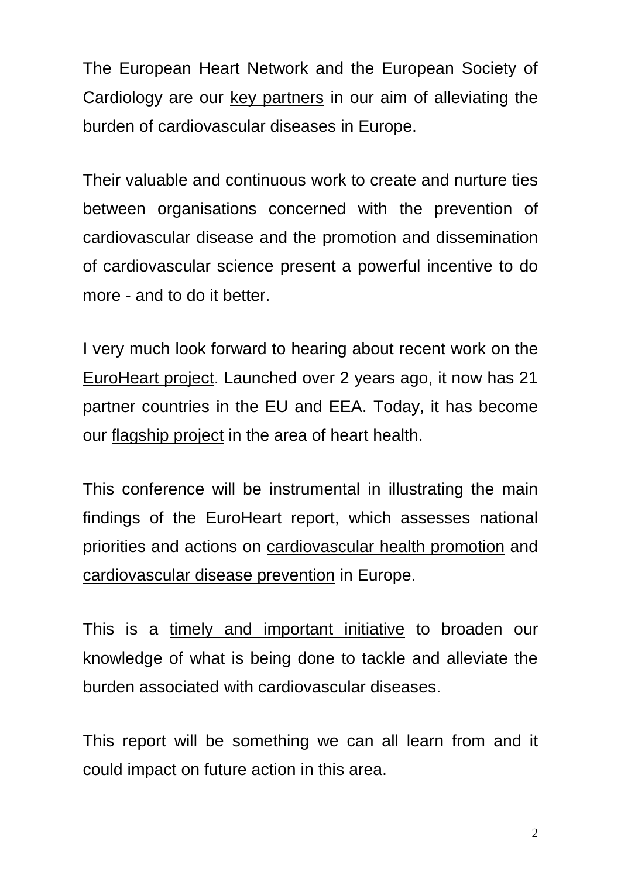The European Heart Network and the European Society of Cardiology are our key partners in our aim of alleviating the burden of cardiovascular diseases in Europe.

Their valuable and continuous work to create and nurture ties between organisations concerned with the prevention of cardiovascular disease and the promotion and dissemination of cardiovascular science present a powerful incentive to do more - and to do it better.

I very much look forward to hearing about recent work on the EuroHeart project. Launched over 2 years ago, it now has 21 partner countries in the EU and EEA. Today, it has become our flagship project in the area of heart health.

This conference will be instrumental in illustrating the main findings of the EuroHeart report, which assesses national priorities and actions on cardiovascular health promotion and cardiovascular disease prevention in Europe.

This is a timely and important initiative to broaden our knowledge of what is being done to tackle and alleviate the burden associated with cardiovascular diseases.

This report will be something we can all learn from and it could impact on future action in this area.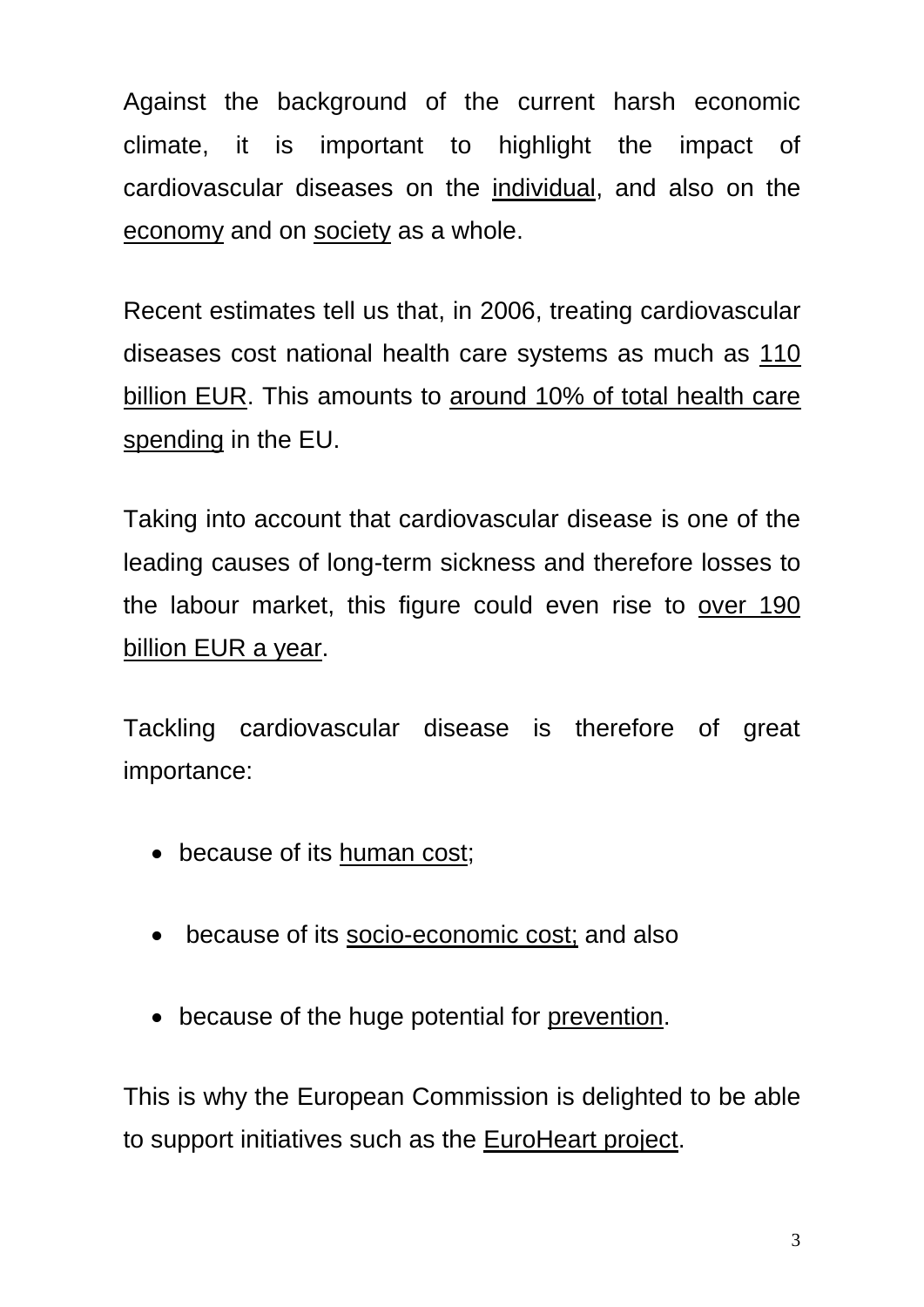Against the background of the current harsh economic climate, it is important to highlight the impact of cardiovascular diseases on the <u>individual</u>, and also on the <u>economy</u> and on <u>society</u> as a whole.

Recent estimates tell us that, in 2006, treating cardiovascular diseases cost national health care systems as much as <u>110 billion EUR</u>. This amounts to <u>around 10% of total health care spending</u> in the EU.

Taking into account that cardiovascular disease is one of the leading causes of long-term sickness and therefore losses to the labour market, this figure could even rise to <u>over 190 billion EUR a year</u>.

Tackling cardiovascular disease is therefore of great importance:

- because of its <u>human cost</u>;
- because of its <u>socio-economic cost;</u> and also
- because of the huge potential for <u>prevention</u>.

This is why the European Commission is delighted to be able to support initiatives such as the <u>EuroHeart project</u>.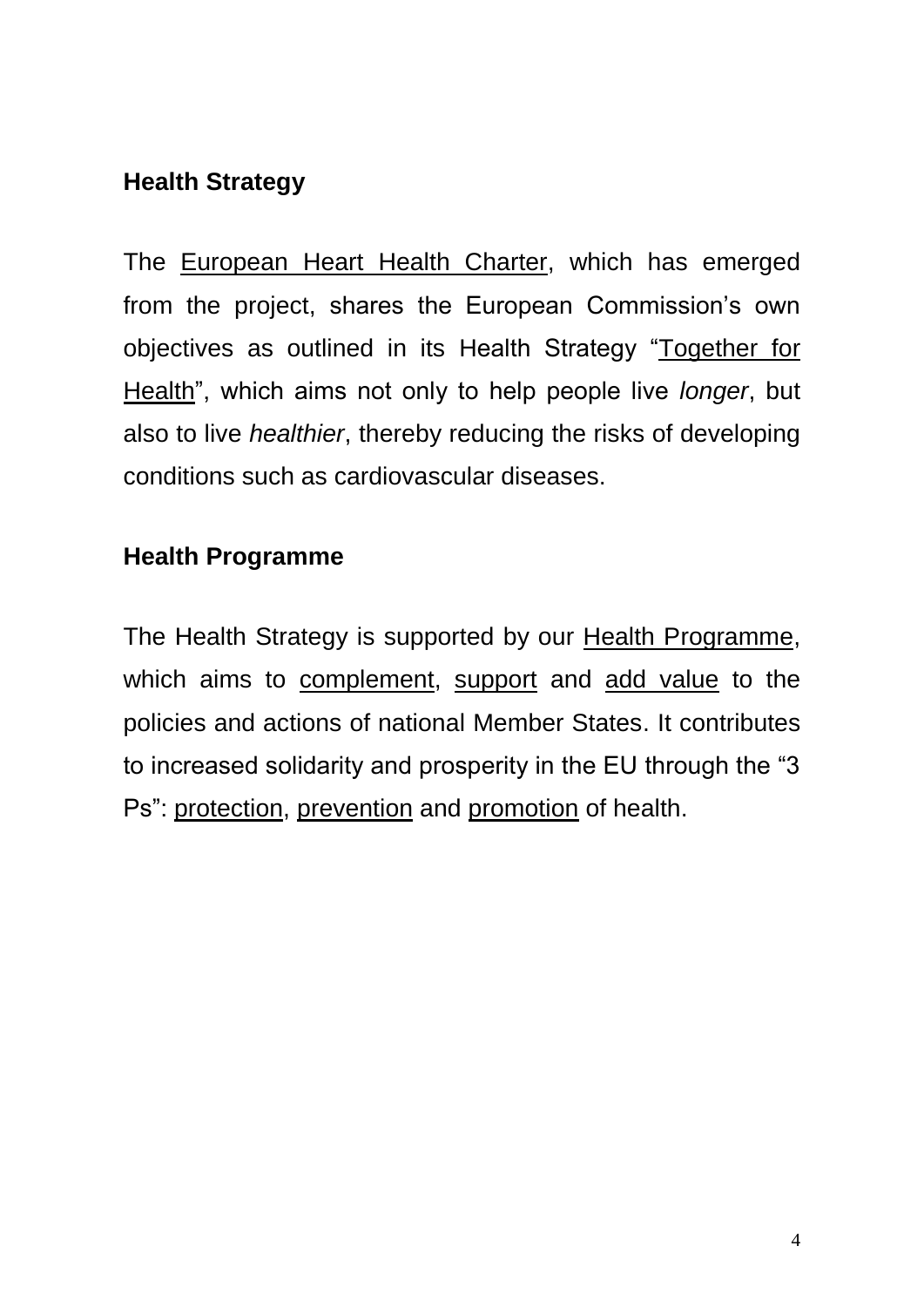## Health Strategy

The European Heart Health Charter, which has emerged from the project, shares the European Commission's own objectives as outlined in its Health Strategy "Together for Health", which aims not only to help people live *longer*, but also to live *healthier*, thereby reducing the risks of developing conditions such as cardiovascular diseases.

## Health Programme

The Health Strategy is supported by our Health Programme, which aims to complement, support and add value to the policies and actions of national Member States. It contributes to increased solidarity and prosperity in the EU through the "3 Ps": protection, prevention and promotion of health.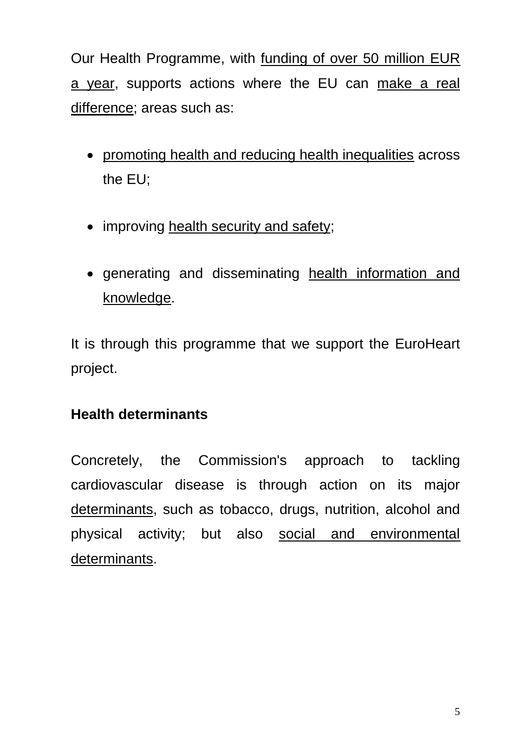Our Health Programme, with <u>funding of over 50 million EUR a year</u>, supports actions where the EU can <u>make a real difference</u>; areas such as:

- <u>promoting health and reducing health inequalities</u> across the EU;
- improving <u>health security and safety</u>;
- generating and disseminating <u>health information and knowledge</u>.

It is through this programme that we support the EuroHeart project.

**Health determinants**

Concretely, the Commission's approach to tackling cardiovascular disease is through action on its major <u>determinants</u>, such as tobacco, drugs, nutrition, alcohol and physical activity; but also <u>social and environmental determinants</u>.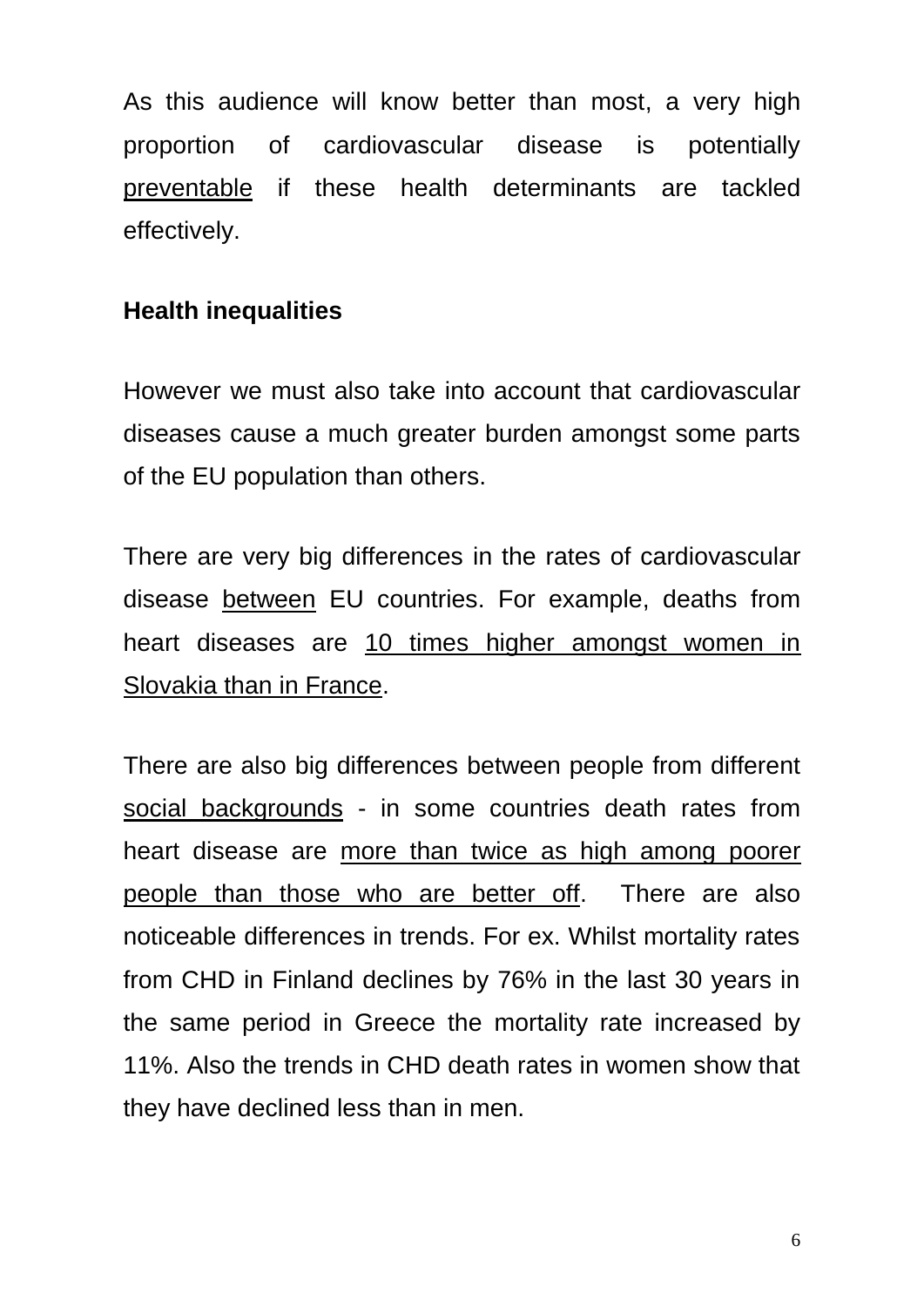As this audience will know better than most, a very high proportion of cardiovascular disease is potentially <u>preventable</u> if these health determinants are tackled effectively.

**Health inequalities**

However we must also take into account that cardiovascular diseases cause a much greater burden amongst some parts of the EU population than others.

There are very big differences in the rates of cardiovascular disease <u>between</u> EU countries. For example, deaths from heart diseases are <u>10 times higher amongst women in Slovakia than in France</u>.

There are also big differences between people from different <u>social backgrounds</u> - in some countries death rates from heart disease are <u>more than twice as high among poorer people than those who are better off</u>. There are also noticeable differences in trends. For ex. Whilst mortality rates from CHD in Finland declines by 76% in the last 30 years in the same period in Greece the mortality rate increased by 11%. Also the trends in CHD death rates in women show that they have declined less than in men.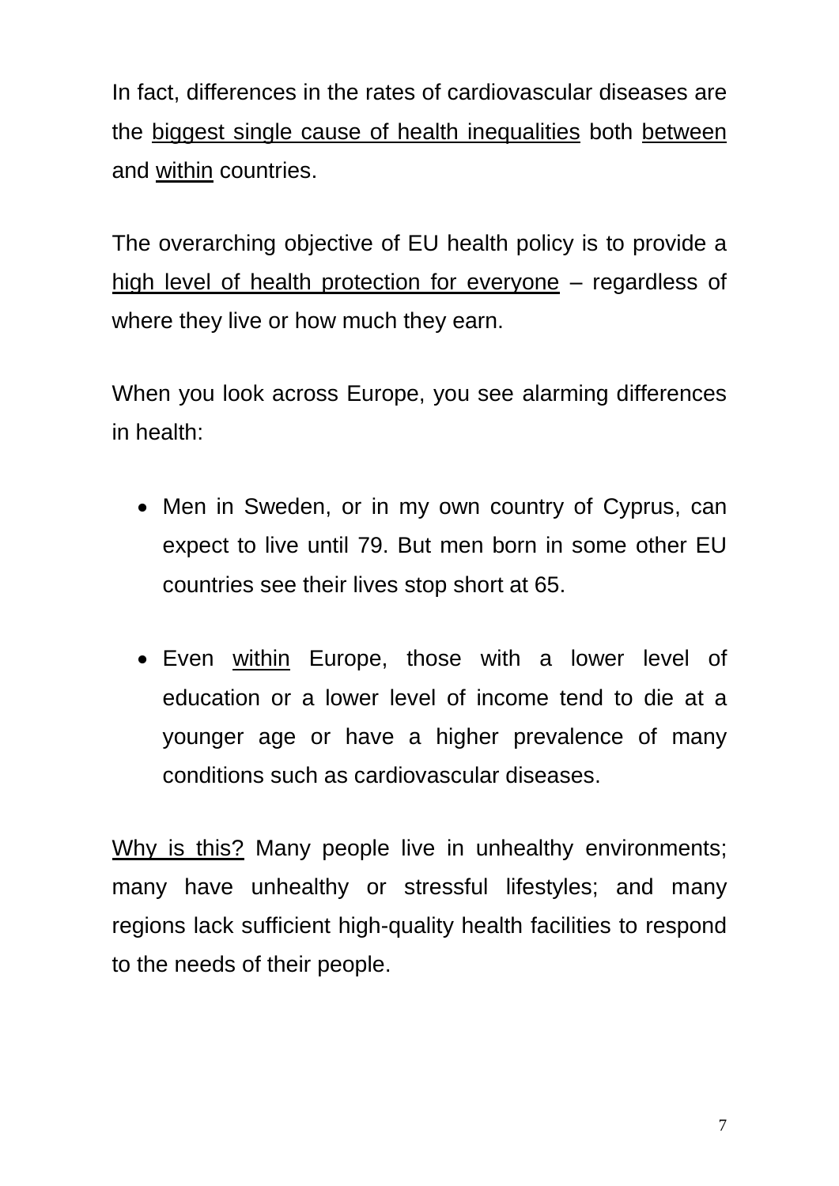In fact, differences in the rates of cardiovascular diseases are the <u>biggest single cause of health inequalities</u> both <u>between</u> and <u>within</u> countries.

The overarching objective of EU health policy is to provide a <u>high level of health protection for everyone</u> – regardless of where they live or how much they earn.

When you look across Europe, you see alarming differences in health:

- Men in Sweden, or in my own country of Cyprus, can expect to live until 79. But men born in some other EU countries see their lives stop short at 65.
- Even <u>within</u> Europe, those with a lower level of education or a lower level of income tend to die at a younger age or have a higher prevalence of many conditions such as cardiovascular diseases.

<u>Why is this?</u> Many people live in unhealthy environments; many have unhealthy or stressful lifestyles; and many regions lack sufficient high-quality health facilities to respond to the needs of their people.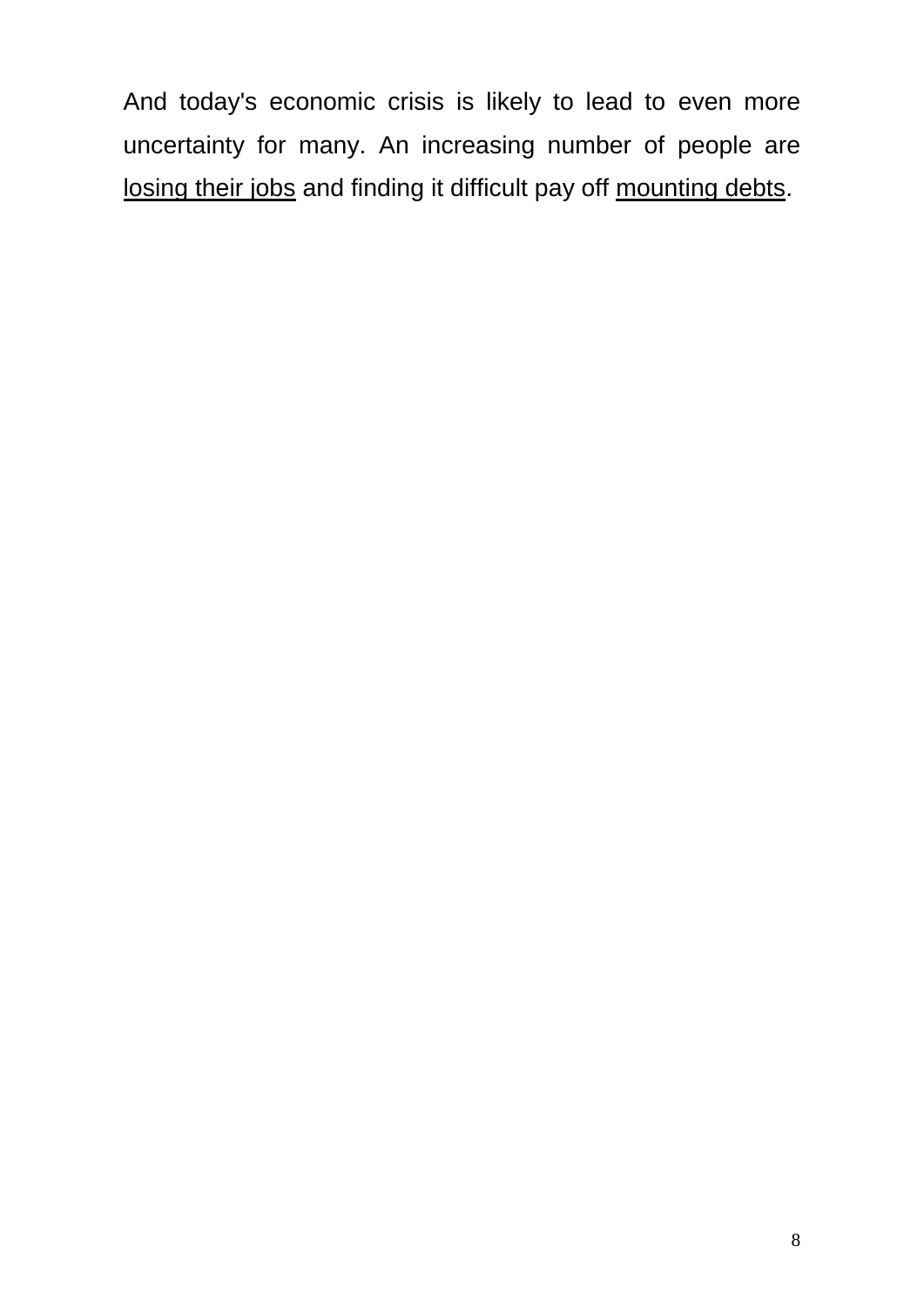And today's economic crisis is likely to lead to even more uncertainty for many. An increasing number of people are <u>losing their jobs</u> and finding it difficult pay off <u>mounting debts</u>.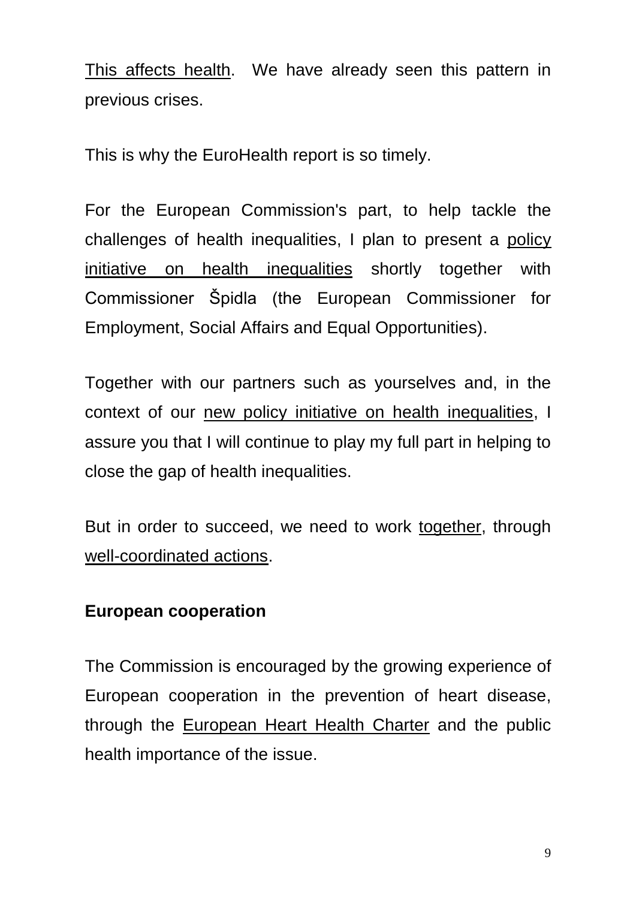This affects health. We have already seen this pattern in previous crises.

This is why the EuroHealth report is so timely.

For the European Commission's part, to help tackle the challenges of health inequalities, I plan to present a policy initiative on health inequalities shortly together with Commissioner Špidla (the European Commissioner for Employment, Social Affairs and Equal Opportunities).

Together with our partners such as yourselves and, in the context of our new policy initiative on health inequalities, I assure you that I will continue to play my full part in helping to close the gap of health inequalities.

But in order to succeed, we need to work together, through well-coordinated actions.

**European cooperation**

The Commission is encouraged by the growing experience of European cooperation in the prevention of heart disease, through the European Heart Health Charter and the public health importance of the issue.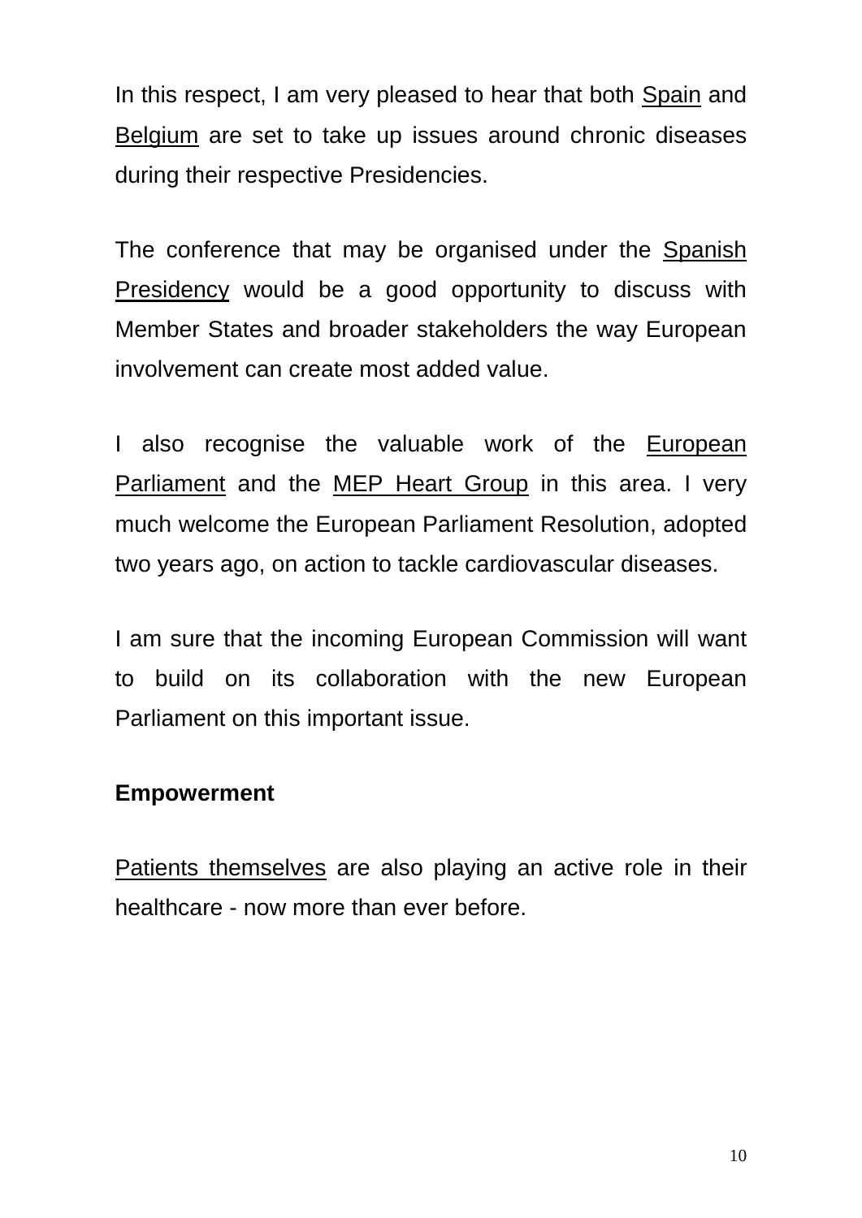In this respect, I am very pleased to hear that both <u>Spain</u> and <u>Belgium</u> are set to take up issues around chronic diseases during their respective Presidencies.

The conference that may be organised under the <u>Spanish Presidency</u> would be a good opportunity to discuss with Member States and broader stakeholders the way European involvement can create most added value.

I also recognise the valuable work of the <u>European Parliament</u> and the <u>MEP Heart Group</u> in this area. I very much welcome the European Parliament Resolution, adopted two years ago, on action to tackle cardiovascular diseases.

I am sure that the incoming European Commission will want to build on its collaboration with the new European Parliament on this important issue.

**Empowerment**

<u>Patients themselves</u> are also playing an active role in their healthcare - now more than ever before.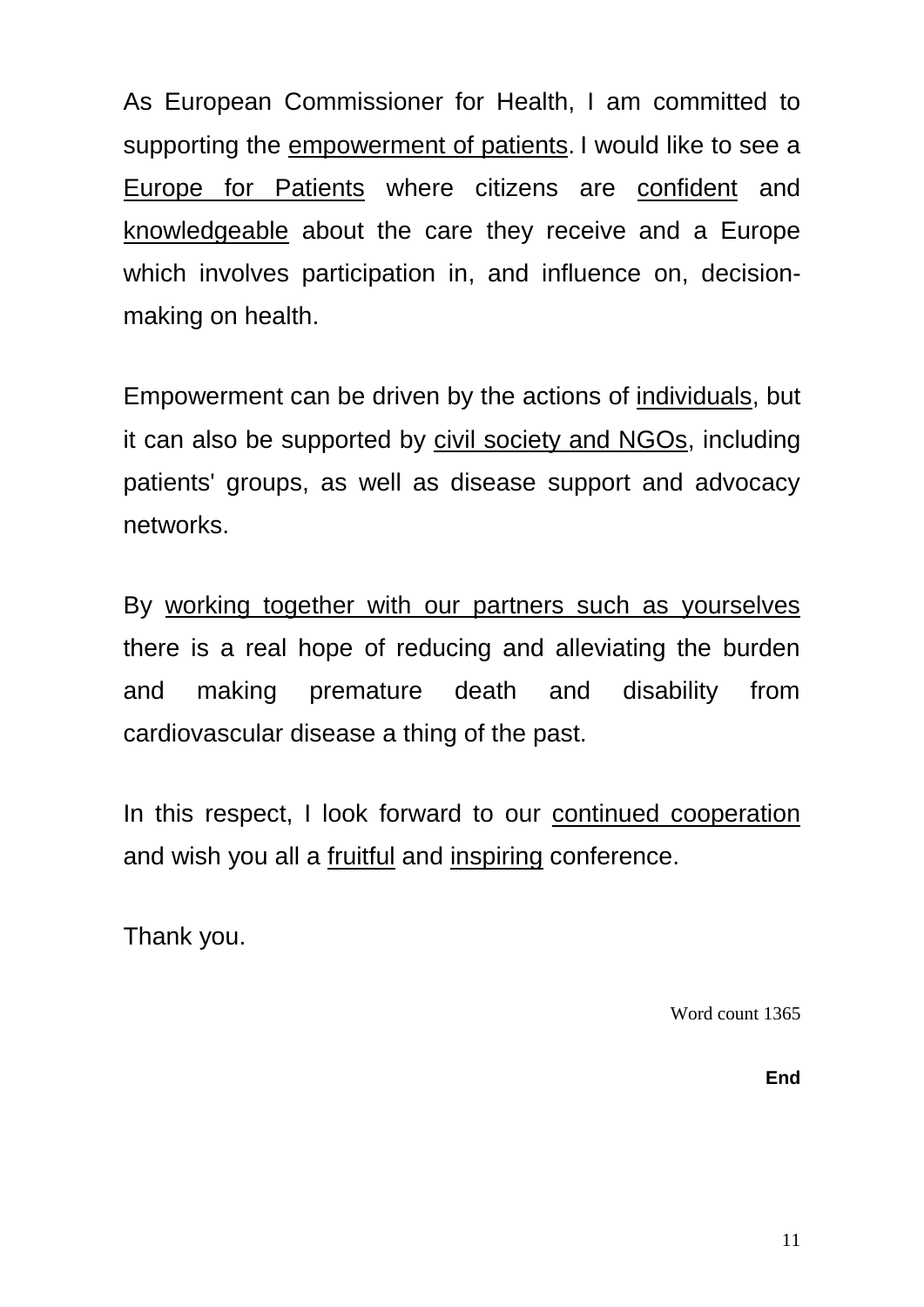As European Commissioner for Health, I am committed to supporting the empowerment of patients. I would like to see a Europe for Patients where citizens are confident and knowledgeable about the care they receive and a Europe which involves participation in, and influence on, decision-making on health.

Empowerment can be driven by the actions of individuals, but it can also be supported by civil society and NGOs, including patients' groups, as well as disease support and advocacy networks.

By working together with our partners such as yourselves there is a real hope of reducing and alleviating the burden and making premature death and disability from cardiovascular disease a thing of the past.

In this respect, I look forward to our continued cooperation and wish you all a fruitful and inspiring conference.

Thank you.

Word count 1365

**End**